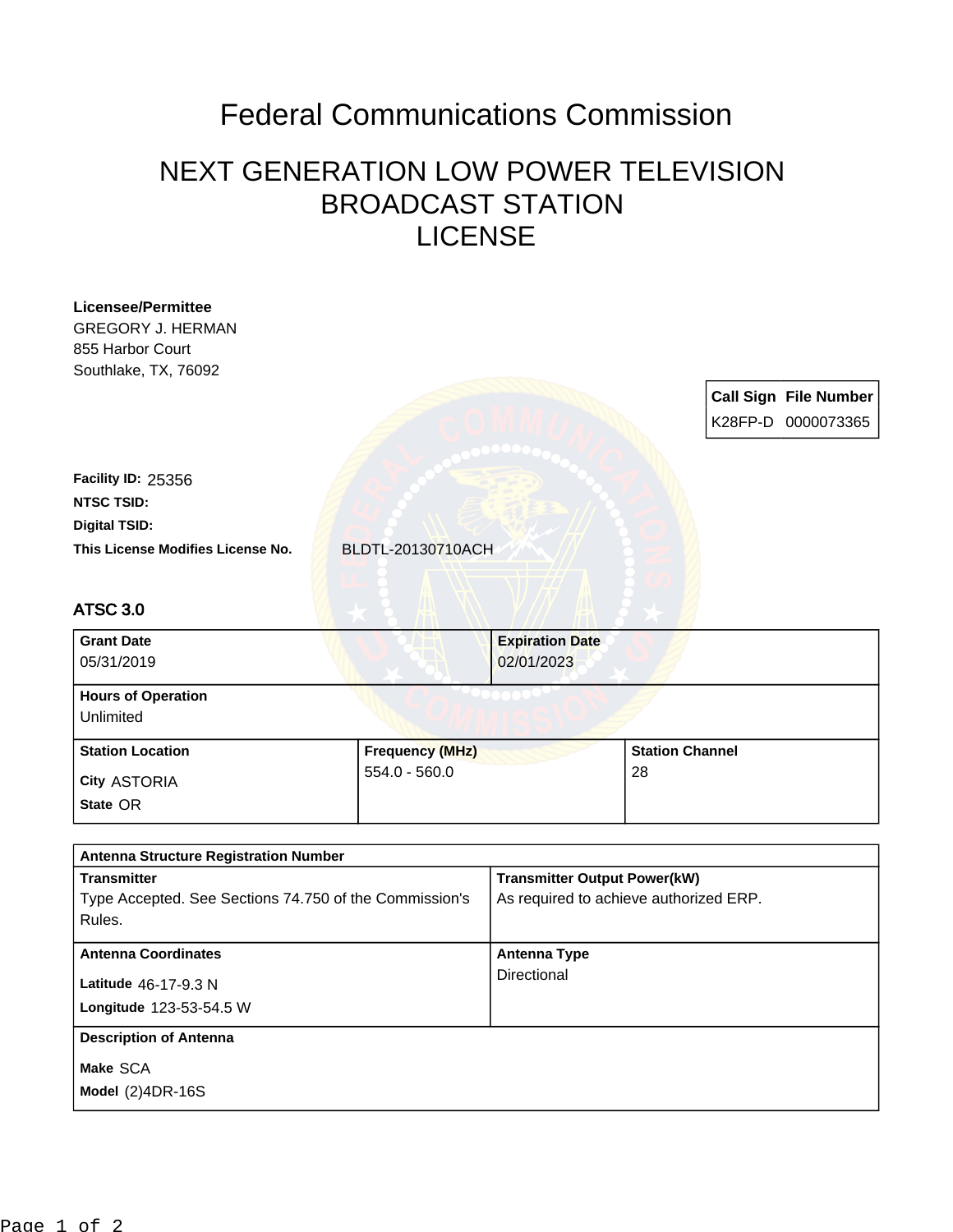# Federal Communications Commission

## NEXT GENERATION LOW POWER TELEVISION BROADCAST STATION LICENSE

**Licensee/Permittee**
GREGORY J. HERMAN
855 Harbor Court
Southlake, TX, 76092

| Call Sign | File Number |
|---|---|
| K28FP-D | 0000073365 |

**Facility ID:** 25356
**NTSC TSID:**
**Digital TSID:**
**This License Modifies License No.** BLDTL-20130710ACH

### ATSC 3.0

| Grant Date | Expiration Date | |
|---|---|---|
| 05/31/2019 | 02/01/2023 | |
| **Hours of Operation** | | |
| Unlimited | | |
| **Station Location** | **Frequency (MHz)** | **Station Channel** |
| City ASTORIA<br>State OR | 554.0 - 560.0 | 28 |

| Antenna Structure Registration Number | |
|---|---|
| **Transmitter** | **Transmitter Output Power(kW)** |
| Type Accepted. See Sections 74.750 of the Commission's Rules. | As required to achieve authorized ERP. |
| **Antenna Coordinates** | **Antenna Type** |
| Latitude 46-17-9.3 N<br>Longitude 123-53-54.5 W | Directional |
| **Description of Antenna** | |
| Make SCA<br>Model (2)4DR-16S | |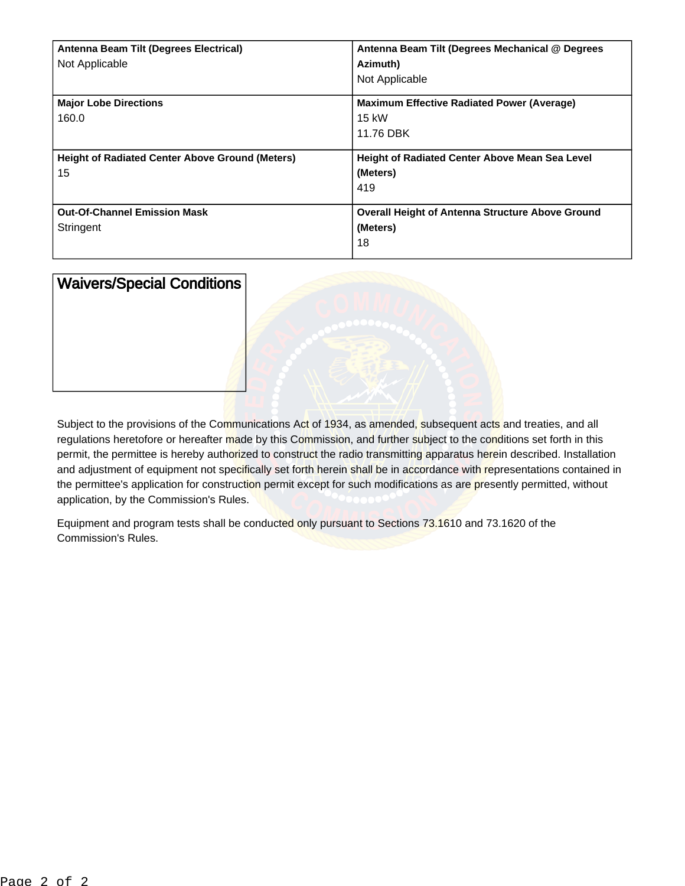| | |
|---|---|
| **Antenna Beam Tilt (Degrees Electrical)**<br>Not Applicable | **Antenna Beam Tilt (Degrees Mechanical @ Degrees Azimuth)**<br>Not Applicable |
| **Major Lobe Directions**<br>160.0 | **Maximum Effective Radiated Power (Average)**<br>15 kW<br>11.76 DBK |
| **Height of Radiated Center Above Ground (Meters)**<br>15 | **Height of Radiated Center Above Mean Sea Level (Meters)**<br>419 |
| **Out-Of-Channel Emission Mask**<br>Stringent | **Overall Height of Antenna Structure Above Ground (Meters)**<br>18 |

## Waivers/Special Conditions

Subject to the provisions of the Communications Act of 1934, as amended, subsequent acts and treaties, and all regulations heretofore or hereafter made by this Commission, and further subject to the conditions set forth in this permit, the permittee is hereby authorized to construct the radio transmitting apparatus herein described. Installation and adjustment of equipment not specifically set forth herein shall be in accordance with representations contained in the permittee's application for construction permit except for such modifications as are presently permitted, without application, by the Commission's Rules.

Equipment and program tests shall be conducted only pursuant to Sections 73.1610 and 73.1620 of the Commission's Rules.